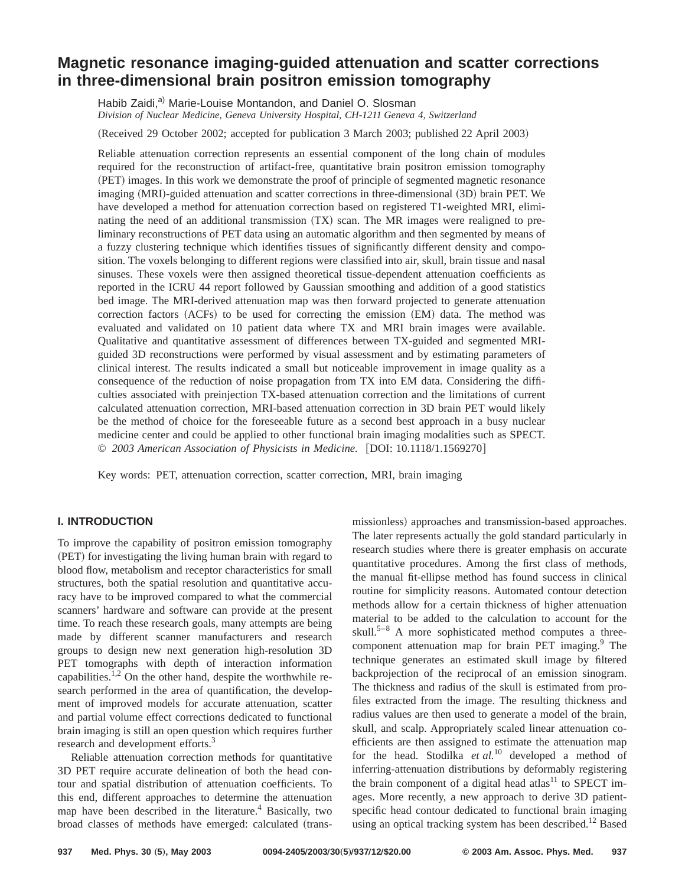# Magnetic resonance imaging-guided attenuation and scatter corrections in three-dimensional brain positron emission tomography

Habib Zaidi,[a] Marie-Louise Montandon, and Daniel O. Slosman

*Division of Nuclear Medicine, Geneva University Hospital, CH-1211 Geneva 4, Switzerland*

(Received 29 October 2002; accepted for publication 3 March 2003; published 22 April 2003)

Reliable attenuation correction represents an essential component of the long chain of modules required for the reconstruction of artifact-free, quantitative brain positron emission tomography (PET) images. In this work we demonstrate the proof of principle of segmented magnetic resonance imaging (MRI)-guided attenuation and scatter corrections in three-dimensional (3D) brain PET. We have developed a method for attenuation correction based on registered T1-weighted MRI, eliminating the need of an additional transmission (TX) scan. The MR images were realigned to preliminary reconstructions of PET data using an automatic algorithm and then segmented by means of a fuzzy clustering technique which identifies tissues of significantly different density and composition. The voxels belonging to different regions were classified into air, skull, brain tissue and nasal sinuses. These voxels were then assigned theoretical tissue-dependent attenuation coefficients as reported in the ICRU 44 report followed by Gaussian smoothing and addition of a good statistics bed image. The MRI-derived attenuation map was then forward projected to generate attenuation correction factors (ACFs) to be used for correcting the emission (EM) data. The method was evaluated and validated on 10 patient data where TX and MRI brain images were available. Qualitative and quantitative assessment of differences between TX-guided and segmented MRI-guided 3D reconstructions were performed by visual assessment and by estimating parameters of clinical interest. The results indicated a small but noticeable improvement in image quality as a consequence of the reduction of noise propagation from TX into EM data. Considering the difficulties associated with preinjection TX-based attenuation correction and the limitations of current calculated attenuation correction, MRI-based attenuation correction in 3D brain PET would likely be the method of choice for the foreseeable future as a second best approach in a busy nuclear medicine center and could be applied to other functional brain imaging modalities such as SPECT. © *2003 American Association of Physicists in Medicine.* [DOI: 10.1118/1.1569270]

Key words: PET, attenuation correction, scatter correction, MRI, brain imaging

## I. INTRODUCTION

To improve the capability of positron emission tomography (PET) for investigating the living human brain with regard to blood flow, metabolism and receptor characteristics for small structures, both the spatial resolution and quantitative accuracy have to be improved compared to what the commercial scanners' hardware and software can provide at the present time. To reach these research goals, many attempts are being made by different scanner manufacturers and research groups to design new next generation high-resolution 3D PET tomographs with depth of interaction information capabilities.[1,2] On the other hand, despite the worthwhile research performed in the area of quantification, the development of improved models for accurate attenuation, scatter and partial volume effect corrections dedicated to functional brain imaging is still an open question which requires further research and development efforts.[3]

Reliable attenuation correction methods for quantitative 3D PET require accurate delineation of both the head contour and spatial distribution of attenuation coefficients. To this end, different approaches to determine the attenuation map have been described in the literature.[4] Basically, two broad classes of methods have emerged: calculated (transmissionless) approaches and transmission-based approaches. The later represents actually the gold standard particularly in research studies where there is greater emphasis on accurate quantitative procedures. Among the first class of methods, the manual fit-ellipse method has found success in clinical routine for simplicity reasons. Automated contour detection methods allow for a certain thickness of higher attenuation material to be added to the calculation to account for the skull.[5–8] A more sophisticated method computes a three-component attenuation map for brain PET imaging.[9] The technique generates an estimated skull image by filtered backprojection of the reciprocal of an emission sinogram. The thickness and radius of the skull is estimated from profiles extracted from the image. The resulting thickness and radius values are then used to generate a model of the brain, skull, and scalp. Appropriately scaled linear attenuation coefficients are then assigned to estimate the attenuation map for the head. Stodilka *et al.*[10] developed a method of inferring-attenuation distributions by deformably registering the brain component of a digital head atlas[11] to SPECT images. More recently, a new approach to derive 3D patient-specific head contour dedicated to functional brain imaging using an optical tracking system has been described.[12] Based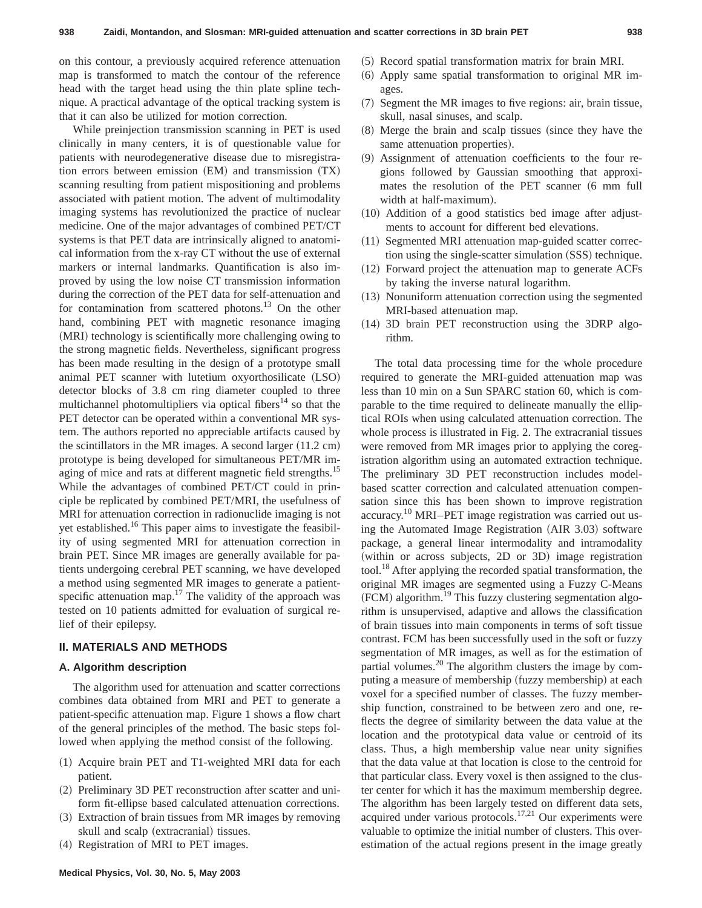on this contour, a previously acquired reference attenuation map is transformed to match the contour of the reference head with the target head using the thin plate spline technique. A practical advantage of the optical tracking system is that it can also be utilized for motion correction.

While preinjection transmission scanning in PET is used clinically in many centers, it is of questionable value for patients with neurodegenerative disease due to misregistration errors between emission (EM) and transmission (TX) scanning resulting from patient mispositioning and problems associated with patient motion. The advent of multimodality imaging systems has revolutionized the practice of nuclear medicine. One of the major advantages of combined PET/CT systems is that PET data are intrinsically aligned to anatomical information from the x-ray CT without the use of external markers or internal landmarks. Quantification is also improved by using the low noise CT transmission information during the correction of the PET data for self-attenuation and for contamination from scattered photons.[13] On the other hand, combining PET with magnetic resonance imaging (MRI) technology is scientifically more challenging owing to the strong magnetic fields. Nevertheless, significant progress has been made resulting in the design of a prototype small animal PET scanner with lutetium oxyorthosilicate (LSO) detector blocks of 3.8 cm ring diameter coupled to three multichannel photomultipliers via optical fibers[14] so that the PET detector can be operated within a conventional MR system. The authors reported no appreciable artifacts caused by the scintillators in the MR images. A second larger (11.2 cm) prototype is being developed for simultaneous PET/MR imaging of mice and rats at different magnetic field strengths.[15] While the advantages of combined PET/CT could in principle be replicated by combined PET/MRI, the usefulness of MRI for attenuation correction in radionuclide imaging is not yet established.[16] This paper aims to investigate the feasibility of using segmented MRI for attenuation correction in brain PET. Since MR images are generally available for patients undergoing cerebral PET scanning, we have developed a method using segmented MR images to generate a patient-specific attenuation map.[17] The validity of the approach was tested on 10 patients admitted for evaluation of surgical relief of their epilepsy.

## II. MATERIALS AND METHODS

### A. Algorithm description

The algorithm used for attenuation and scatter corrections combines data obtained from MRI and PET to generate a patient-specific attenuation map. Figure 1 shows a flow chart of the general principles of the method. The basic steps followed when applying the method consist of the following.

(1) Acquire brain PET and T1-weighted MRI data for each patient.
(2) Preliminary 3D PET reconstruction after scatter and uniform fit-ellipse based calculated attenuation corrections.
(3) Extraction of brain tissues from MR images by removing skull and scalp (extracranial) tissues.
(4) Registration of MRI to PET images.
(5) Record spatial transformation matrix for brain MRI.
(6) Apply same spatial transformation to original MR images.
(7) Segment the MR images to five regions: air, brain tissue, skull, nasal sinuses, and scalp.
(8) Merge the brain and scalp tissues (since they have the same attenuation properties).
(9) Assignment of attenuation coefficients to the four regions followed by Gaussian smoothing that approximates the resolution of the PET scanner (6 mm full width at half-maximum).
(10) Addition of a good statistics bed image after adjustments to account for different bed elevations.
(11) Segmented MRI attenuation map-guided scatter correction using the single-scatter simulation (SSS) technique.
(12) Forward project the attenuation map to generate ACFs by taking the inverse natural logarithm.
(13) Nonuniform attenuation correction using the segmented MRI-based attenuation map.
(14) 3D brain PET reconstruction using the 3DRP algorithm.

The total data processing time for the whole procedure required to generate the MRI-guided attenuation map was less than 10 min on a Sun SPARC station 60, which is comparable to the time required to delineate manually the elliptical ROIs when using calculated attenuation correction. The whole process is illustrated in Fig. 2. The extracranial tissues were removed from MR images prior to applying the coregistration algorithm using an automated extraction technique. The preliminary 3D PET reconstruction includes model-based scatter correction and calculated attenuation compensation since this has been shown to improve registration accuracy.[10] MRI–PET image registration was carried out using the Automated Image Registration (AIR 3.03) software package, a general linear intermodality and intramodality (within or across subjects, 2D or 3D) image registration tool.[18] After applying the recorded spatial transformation, the original MR images are segmented using a Fuzzy C-Means (FCM) algorithm.[19] This fuzzy clustering segmentation algorithm is unsupervised, adaptive and allows the classification of brain tissues into main components in terms of soft tissue contrast. FCM has been successfully used in the soft or fuzzy segmentation of MR images, as well as for the estimation of partial volumes.[20] The algorithm clusters the image by computing a measure of membership (fuzzy membership) at each voxel for a specified number of classes. The fuzzy membership function, constrained to be between zero and one, reflects the degree of similarity between the data value at the location and the prototypical data value or centroid of its class. Thus, a high membership value near unity signifies that the data value at that location is close to the centroid for that particular class. Every voxel is then assigned to the cluster center for which it has the maximum membership degree. The algorithm has been largely tested on different data sets, acquired under various protocols.[17,21] Our experiments were valuable to optimize the initial number of clusters. This overestimation of the actual regions present in the image greatly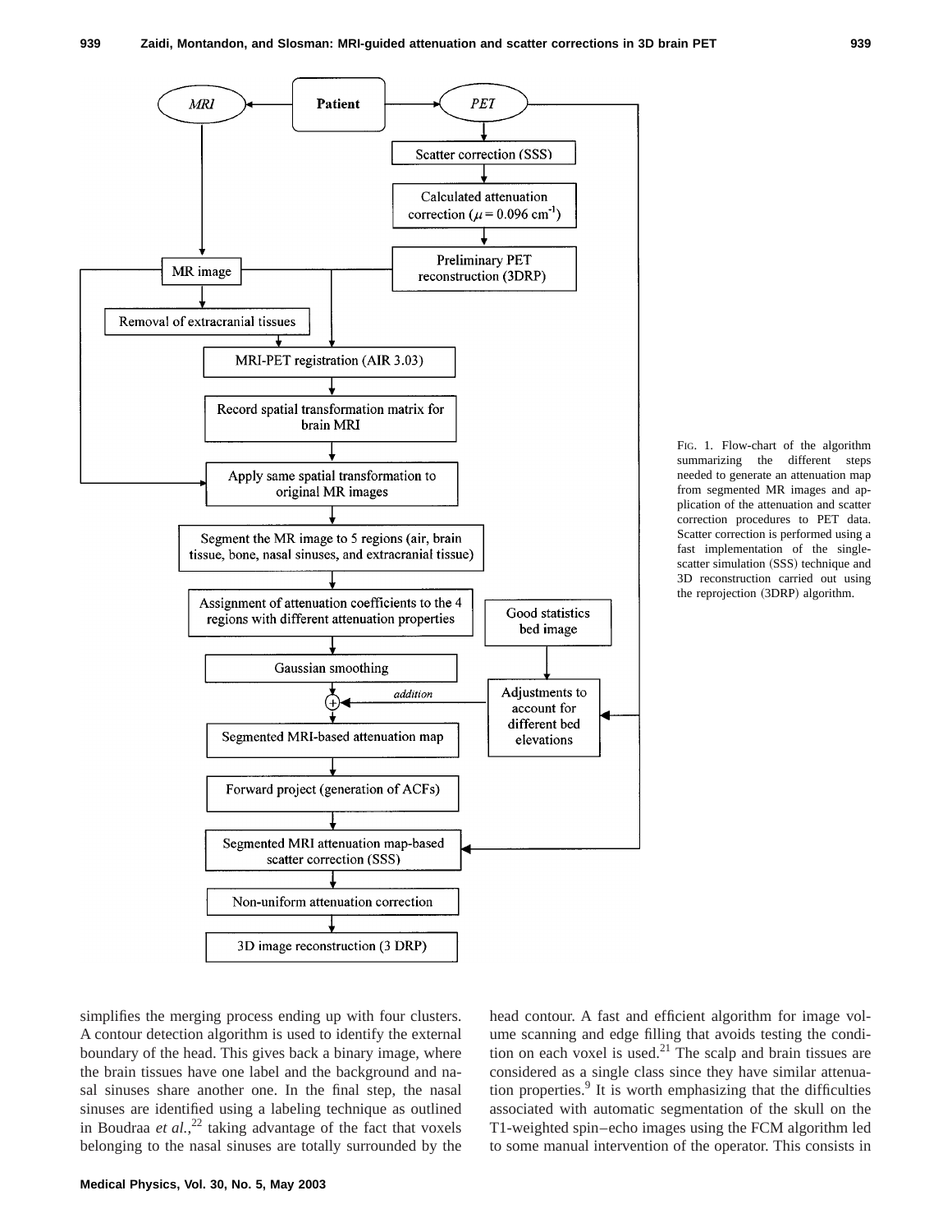FIG. 1. Flow-chart of the algorithm summarizing the different steps needed to generate an attenuation map from segmented MR images and application of the attenuation and scatter correction procedures to PET data. Scatter correction is performed using a fast implementation of the single-scatter simulation (SSS) technique and 3D reconstruction carried out using the reprojection (3DRP) algorithm.

simplifies the merging process ending up with four clusters. A contour detection algorithm is used to identify the external boundary of the head. This gives back a binary image, where the brain tissues have one label and the background and nasal sinuses share another one. In the final step, the nasal sinuses are identified using a labeling technique as outlined in Boudraa *et al.*,[22] taking advantage of the fact that voxels belonging to the nasal sinuses are totally surrounded by the head contour. A fast and efficient algorithm for image volume scanning and edge filling that avoids testing the condition on each voxel is used.[21] The scalp and brain tissues are considered as a single class since they have similar attenuation properties.[9] It is worth emphasizing that the difficulties associated with automatic segmentation of the skull on the T1-weighted spin–echo images using the FCM algorithm led to some manual intervention of the operator. This consists in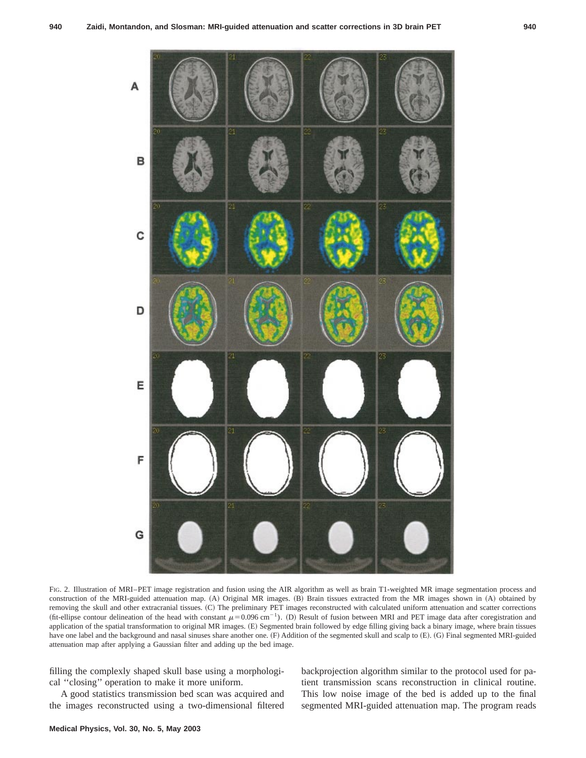FIG. 2. Illustration of MRI–PET image registration and fusion using the AIR algorithm as well as brain T1-weighted MR image segmentation process and construction of the MRI-guided attenuation map. (A) Original MR images. (B) Brain tissues extracted from the MR images shown in (A) obtained by removing the skull and other extracranial tissues. (C) The preliminary PET images reconstructed with calculated uniform attenuation and scatter corrections (fit-ellipse contour delineation of the head with constant $\mu = 0.096\ \text{cm}^{-1}$). (D) Result of fusion between MRI and PET image data after coregistration and application of the spatial transformation to original MR images. (E) Segmented brain followed by edge filling giving back a binary image, where brain tissues have one label and the background and nasal sinuses share another one. (F) Addition of the segmented skull and scalp to (E). (G) Final segmented MRI-guided attenuation map after applying a Gaussian filter and adding up the bed image.

filling the complexly shaped skull base using a morphological ''closing'' operation to make it more uniform.

A good statistics transmission bed scan was acquired and the images reconstructed using a two-dimensional filtered backprojection algorithm similar to the protocol used for patient transmission scans reconstruction in clinical routine. This low noise image of the bed is added up to the final segmented MRI-guided attenuation map. The program reads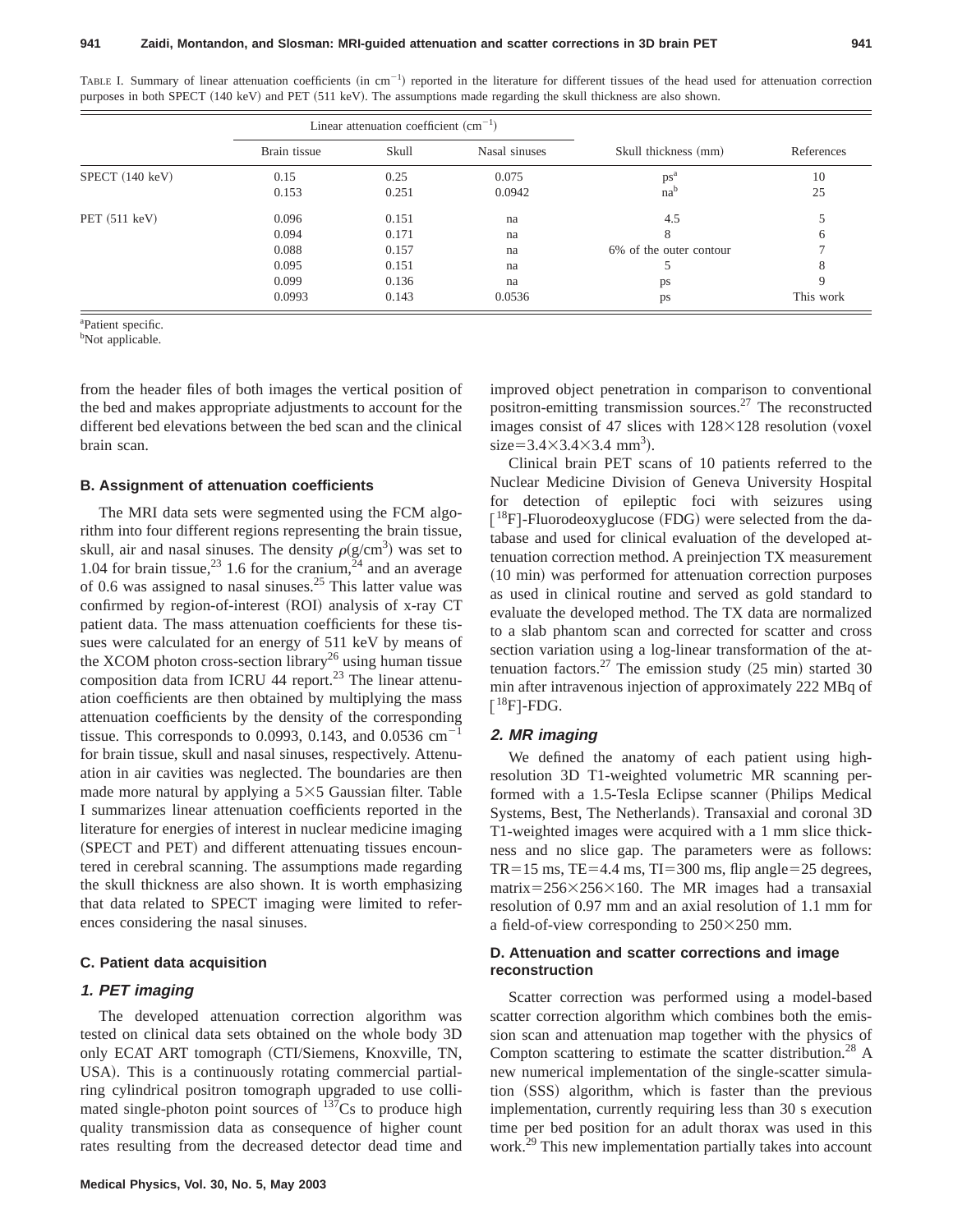TABLE I. Summary of linear attenuation coefficients (in $cm^{-1}$) reported in the literature for different tissues of the head used for attenuation correction purposes in both SPECT (140 keV) and PET (511 keV). The assumptions made regarding the skull thickness are also shown.

| | Linear attenuation coefficient ($cm^{-1}$) | | | | |
|---|---|---|---|---|---|
| | Brain tissue | Skull | Nasal sinuses | Skull thickness (mm) | References |
| SPECT (140 keV) | 0.15 | 0.25 | 0.075 | ps[a] | 10 |
| | 0.153 | 0.251 | 0.0942 | na[b] | 25 |
| PET (511 keV) | 0.096 | 0.151 | na | 4.5 | 5 |
| | 0.094 | 0.171 | na | 8 | 6 |
| | 0.088 | 0.157 | na | 6% of the outer contour | 7 |
| | 0.095 | 0.151 | na | 5 | 8 |
| | 0.099 | 0.136 | na | ps | 9 |
| | 0.0993 | 0.143 | 0.0536 | ps | This work |

[a]Patient specific.
[b]Not applicable.

from the header files of both images the vertical position of the bed and makes appropriate adjustments to account for the different bed elevations between the bed scan and the clinical brain scan.

### B. Assignment of attenuation coefficients

The MRI data sets were segmented using the FCM algorithm into four different regions representing the brain tissue, skull, air and nasal sinuses. The density $\rho(g/cm^3)$ was set to 1.04 for brain tissue,[23] 1.6 for the cranium,[24] and an average of 0.6 was assigned to nasal sinuses.[25] This latter value was confirmed by region-of-interest (ROI) analysis of x-ray CT patient data. The mass attenuation coefficients for these tissues were calculated for an energy of 511 keV by means of the XCOM photon cross-section library[26] using human tissue composition data from ICRU 44 report.[23] The linear attenuation coefficients are then obtained by multiplying the mass attenuation coefficients by the density of the corresponding tissue. This corresponds to 0.0993, 0.143, and 0.0536 $cm^{-1}$ for brain tissue, skull and nasal sinuses, respectively. Attenuation in air cavities was neglected. The boundaries are then made more natural by applying a $5\times5$ Gaussian filter. Table I summarizes linear attenuation coefficients reported in the literature for energies of interest in nuclear medicine imaging (SPECT and PET) and different attenuating tissues encountered in cerebral scanning. The assumptions made regarding the skull thickness are also shown. It is worth emphasizing that data related to SPECT imaging were limited to references considering the nasal sinuses.

### C. Patient data acquisition

#### *1. PET imaging*

The developed attenuation correction algorithm was tested on clinical data sets obtained on the whole body 3D only ECAT ART tomograph (CTI/Siemens, Knoxville, TN, USA). This is a continuously rotating commercial partial-ring cylindrical positron tomograph upgraded to use collimated single-photon point sources of $^{137}Cs$ to produce high quality transmission data as consequence of higher count rates resulting from the decreased detector dead time and improved object penetration in comparison to conventional positron-emitting transmission sources.[27] The reconstructed images consist of 47 slices with $128\times128$ resolution (voxel size$=3.4\times3.4\times3.4$ $mm^3$).

Clinical brain PET scans of 10 patients referred to the Nuclear Medicine Division of Geneva University Hospital for detection of epileptic foci with seizures using [$^{18}F$]-Fluorodeoxyglucose (FDG) were selected from the database and used for clinical evaluation of the developed attenuation correction method. A preinjection TX measurement (10 min) was performed for attenuation correction purposes as used in clinical routine and served as gold standard to evaluate the developed method. The TX data are normalized to a slab phantom scan and corrected for scatter and cross section variation using a log-linear transformation of the attenuation factors.[27] The emission study (25 min) started 30 min after intravenous injection of approximately 222 MBq of [$^{18}F$]-FDG.

#### *2. MR imaging*

We defined the anatomy of each patient using high-resolution 3D T1-weighted volumetric MR scanning performed with a 1.5-Tesla Eclipse scanner (Philips Medical Systems, Best, The Netherlands). Transaxial and coronal 3D T1-weighted images were acquired with a 1 mm slice thickness and no slice gap. The parameters were as follows: TR$=$15 ms, TE$=$4.4 ms, TI$=$300 ms, flip angle$=$25 degrees, matrix$=256\times256\times160$. The MR images had a transaxial resolution of 0.97 mm and an axial resolution of 1.1 mm for a field-of-view corresponding to $250\times250$ mm.

### D. Attenuation and scatter corrections and image reconstruction

Scatter correction was performed using a model-based scatter correction algorithm which combines both the emission scan and attenuation map together with the physics of Compton scattering to estimate the scatter distribution.[28] A new numerical implementation of the single-scatter simulation (SSS) algorithm, which is faster than the previous implementation, currently requiring less than 30 s execution time per bed position for an adult thorax was used in this work.[29] This new implementation partially takes into account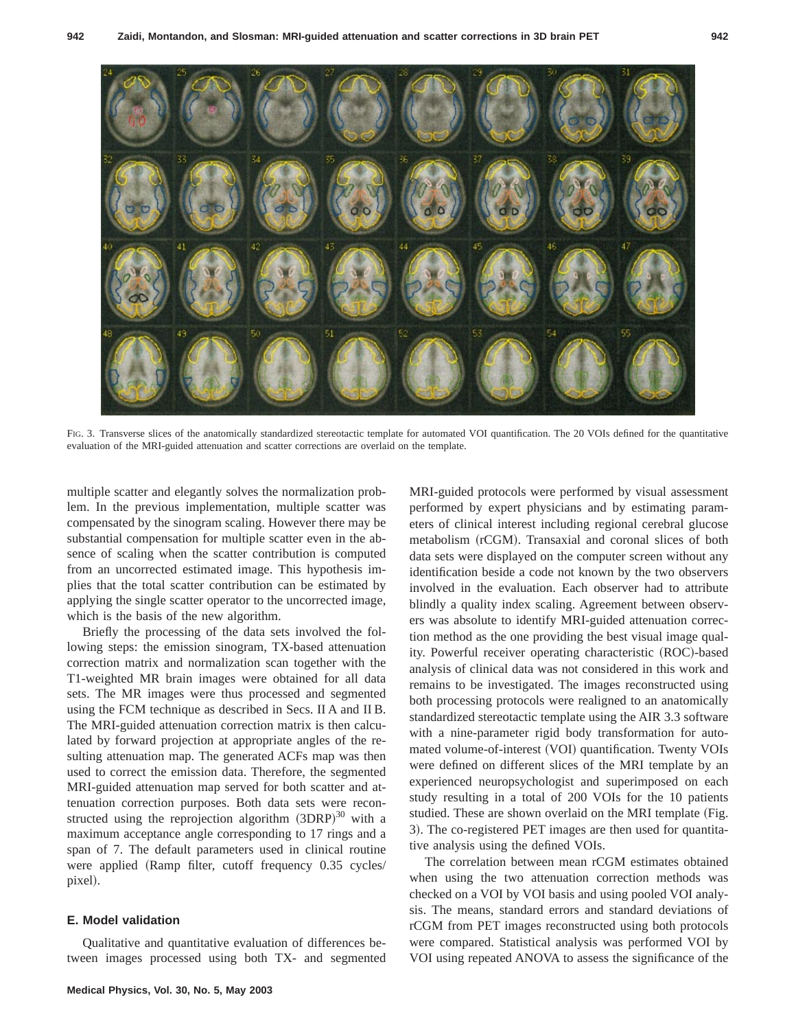FIG. 3. Transverse slices of the anatomically standardized stereotactic template for automated VOI quantification. The 20 VOIs defined for the quantitative evaluation of the MRI-guided attenuation and scatter corrections are overlaid on the template.

multiple scatter and elegantly solves the normalization problem. In the previous implementation, multiple scatter was compensated by the sinogram scaling. However there may be substantial compensation for multiple scatter even in the absence of scaling when the scatter contribution is computed from an uncorrected estimated image. This hypothesis implies that the total scatter contribution can be estimated by applying the single scatter operator to the uncorrected image, which is the basis of the new algorithm.

Briefly the processing of the data sets involved the following steps: the emission sinogram, TX-based attenuation correction matrix and normalization scan together with the T1-weighted MR brain images were obtained for all data sets. The MR images were thus processed and segmented using the FCM technique as described in Secs. II A and II B. The MRI-guided attenuation correction matrix is then calculated by forward projection at appropriate angles of the resulting attenuation map. The generated ACFs map was then used to correct the emission data. Therefore, the segmented MRI-guided attenuation map served for both scatter and attenuation correction purposes. Both data sets were reconstructed using the reprojection algorithm (3DRP)[30] with a maximum acceptance angle corresponding to 17 rings and a span of 7. The default parameters used in clinical routine were applied (Ramp filter, cutoff frequency 0.35 cycles/pixel).

### E. Model validation

Qualitative and quantitative evaluation of differences between images processed using both TX- and segmented MRI-guided protocols were performed by visual assessment performed by expert physicians and by estimating parameters of clinical interest including regional cerebral glucose metabolism (rCGM). Transaxial and coronal slices of both data sets were displayed on the computer screen without any identification beside a code not known by the two observers involved in the evaluation. Each observer had to attribute blindly a quality index scaling. Agreement between observers was absolute to identify MRI-guided attenuation correction method as the one providing the best visual image quality. Powerful receiver operating characteristic (ROC)-based analysis of clinical data was not considered in this work and remains to be investigated. The images reconstructed using both processing protocols were realigned to an anatomically standardized stereotactic template using the AIR 3.3 software with a nine-parameter rigid body transformation for automated volume-of-interest (VOI) quantification. Twenty VOIs were defined on different slices of the MRI template by an experienced neuropsychologist and superimposed on each study resulting in a total of 200 VOIs for the 10 patients studied. These are shown overlaid on the MRI template (Fig. 3). The co-registered PET images are then used for quantitative analysis using the defined VOIs.

The correlation between mean rCGM estimates obtained when using the two attenuation correction methods was checked on a VOI by VOI basis and using pooled VOI analysis. The means, standard errors and standard deviations of rCGM from PET images reconstructed using both protocols were compared. Statistical analysis was performed VOI by VOI using repeated ANOVA to assess the significance of the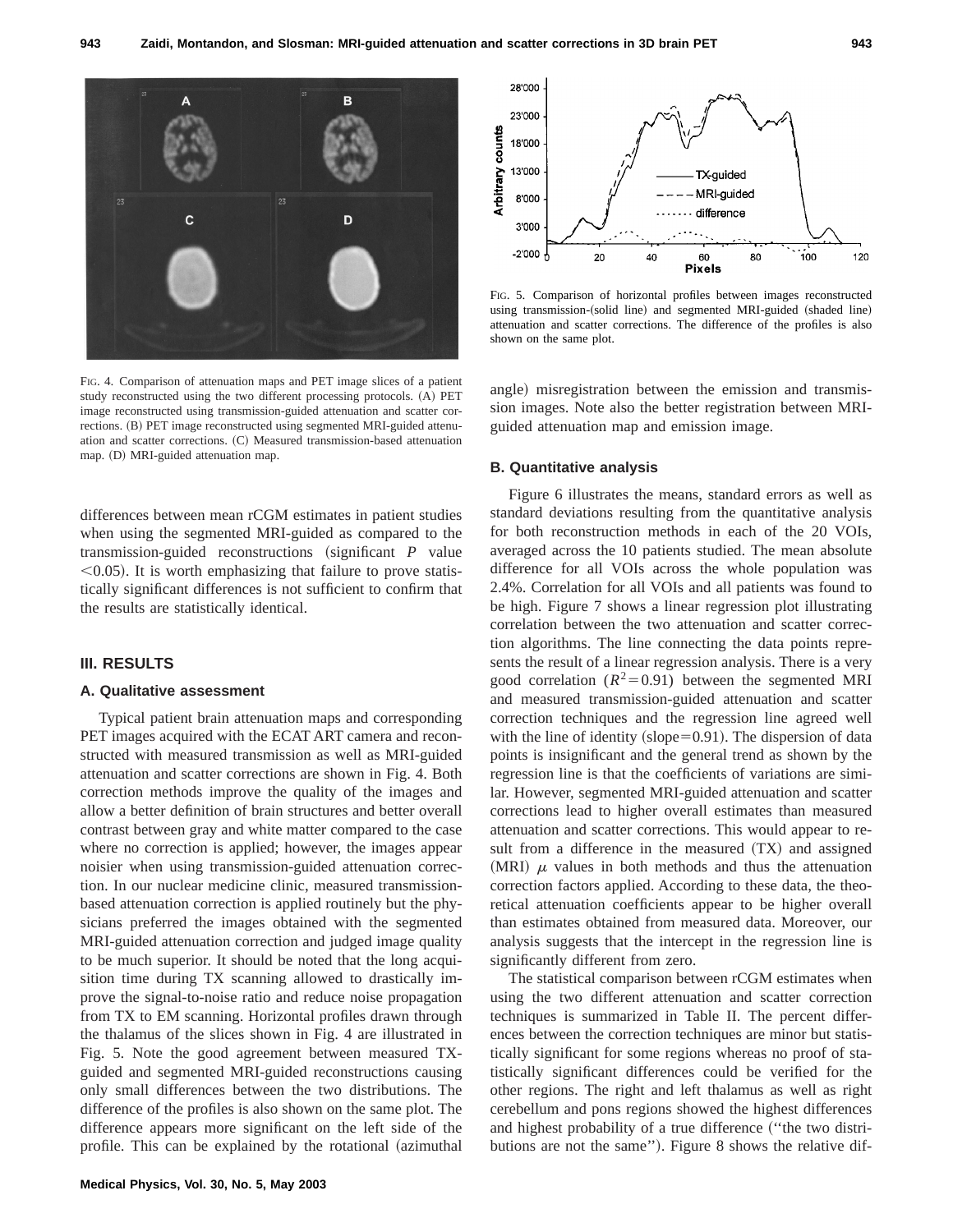FIG. 4. Comparison of attenuation maps and PET image slices of a patient study reconstructed using the two different processing protocols. (A) PET image reconstructed using transmission-guided attenuation and scatter corrections. (B) PET image reconstructed using segmented MRI-guided attenuation and scatter corrections. (C) Measured transmission-based attenuation map. (D) MRI-guided attenuation map.

differences between mean rCGM estimates in patient studies when using the segmented MRI-guided as compared to the transmission-guided reconstructions (significant $P$ value $<0.05$). It is worth emphasizing that failure to prove statistically significant differences is not sufficient to confirm that the results are statistically identical.

## III. RESULTS

### A. Qualitative assessment

Typical patient brain attenuation maps and corresponding PET images acquired with the ECAT ART camera and reconstructed with measured transmission as well as MRI-guided attenuation and scatter corrections are shown in Fig. 4. Both correction methods improve the quality of the images and allow a better definition of brain structures and better overall contrast between gray and white matter compared to the case where no correction is applied; however, the images appear noisier when using transmission-guided attenuation correction. In our nuclear medicine clinic, measured transmission-based attenuation correction is applied routinely but the physicians preferred the images obtained with the segmented MRI-guided attenuation correction and judged image quality to be much superior. It should be noted that the long acquisition time during TX scanning allowed to drastically improve the signal-to-noise ratio and reduce noise propagation from TX to EM scanning. Horizontal profiles drawn through the thalamus of the slices shown in Fig. 4 are illustrated in Fig. 5. Note the good agreement between measured TX-guided and segmented MRI-guided reconstructions causing only small differences between the two distributions. The difference of the profiles is also shown on the same plot. The difference appears more significant on the left side of the profile. This can be explained by the rotational (azimuthal angle) misregistration between the emission and transmission images. Note also the better registration between MRI-guided attenuation map and emission image.

FIG. 5. Comparison of horizontal profiles between images reconstructed using transmission-(solid line) and segmented MRI-guided (shaded line) attenuation and scatter corrections. The difference of the profiles is also shown on the same plot.

### B. Quantitative analysis

Figure 6 illustrates the means, standard errors as well as standard deviations resulting from the quantitative analysis for both reconstruction methods in each of the 20 VOIs, averaged across the 10 patients studied. The mean absolute difference for all VOIs across the whole population was 2.4%. Correlation for all VOIs and all patients was found to be high. Figure 7 shows a linear regression plot illustrating correlation between the two attenuation and scatter correction algorithms. The line connecting the data points represents the result of a linear regression analysis. There is a very good correlation ($R^2=0.91$) between the segmented MRI and measured transmission-guided attenuation and scatter correction techniques and the regression line agreed well with the line of identity (slope=0.91). The dispersion of data points is insignificant and the general trend as shown by the regression line is that the coefficients of variations are similar. However, segmented MRI-guided attenuation and scatter corrections lead to higher overall estimates than measured attenuation and scatter corrections. This would appear to result from a difference in the measured (TX) and assigned (MRI) $\mu$ values in both methods and thus the attenuation correction factors applied. According to these data, the theoretical attenuation coefficients appear to be higher overall than estimates obtained from measured data. Moreover, our analysis suggests that the intercept in the regression line is significantly different from zero.

The statistical comparison between rCGM estimates when using the two different attenuation and scatter correction techniques is summarized in Table II. The percent differences between the correction techniques are minor but statistically significant for some regions whereas no proof of statistically significant differences could be verified for the other regions. The right and left thalamus as well as right cerebellum and pons regions showed the highest differences and highest probability of a true difference ("the two distributions are not the same"). Figure 8 shows the relative dif-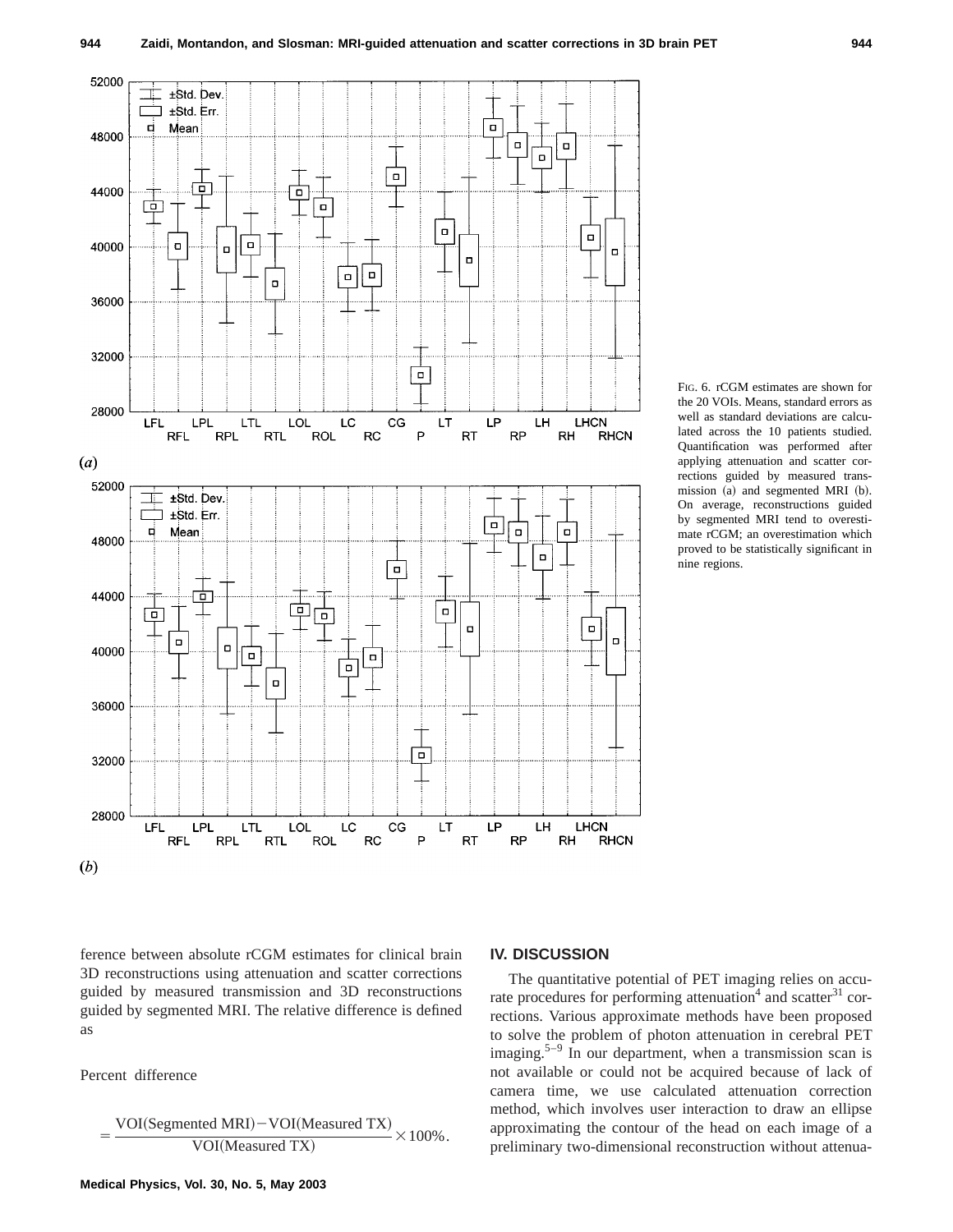FIG. 6. rCGM estimates are shown for the 20 VOIs. Means, standard errors as well as standard deviations are calculated across the 10 patients studied. Quantification was performed after applying attenuation and scatter corrections guided by measured transmission (a) and segmented MRI (b). On average, reconstructions guided by segmented MRI tend to overestimate rCGM; an overestimation which proved to be statistically significant in nine regions.

ference between absolute rCGM estimates for clinical brain 3D reconstructions using attenuation and scatter corrections guided by measured transmission and 3D reconstructions guided by segmented MRI. The relative difference is defined as

$$\text{Percent difference} = \frac{\text{VOI(Segmented MRI)} - \text{VOI(Measured TX)}}{\text{VOI(Measured TX)}} \times 100\%.$$

## IV. DISCUSSION

The quantitative potential of PET imaging relies on accurate procedures for performing attenuation[4] and scatter[31] corrections. Various approximate methods have been proposed to solve the problem of photon attenuation in cerebral PET imaging.[5–9] In our department, when a transmission scan is not available or could not be acquired because of lack of camera time, we use calculated attenuation correction method, which involves user interaction to draw an ellipse approximating the contour of the head on each image of a preliminary two-dimensional reconstruction without attenua-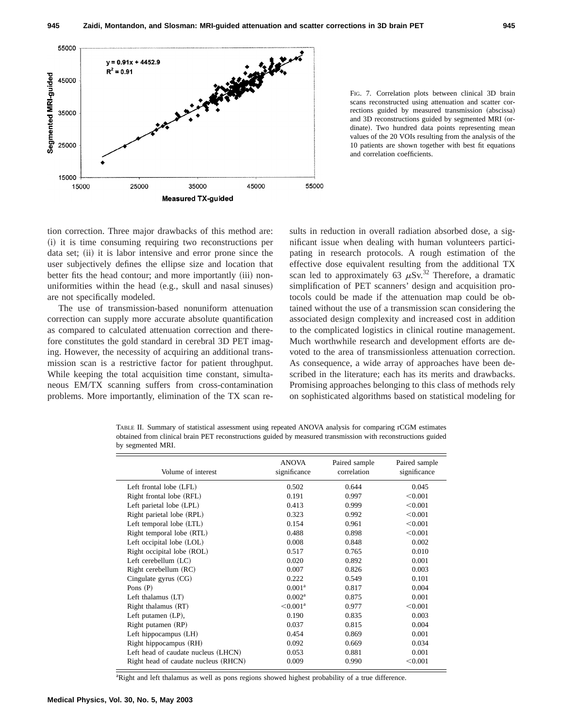FIG. 7. Correlation plots between clinical 3D brain scans reconstructed using attenuation and scatter corrections guided by measured transmission (abscissa) and 3D reconstructions guided by segmented MRI (ordinate). Two hundred data points representing mean values of the 20 VOIs resulting from the analysis of the 10 patients are shown together with best fit equations and correlation coefficients.

tion correction. Three major drawbacks of this method are: (i) it is time consuming requiring two reconstructions per data set; (ii) it is labor intensive and error prone since the user subjectively defines the ellipse size and location that better fits the head contour; and more importantly (iii) nonuniformities within the head (e.g., skull and nasal sinuses) are not specifically modeled.

The use of transmission-based nonuniform attenuation correction can supply more accurate absolute quantification as compared to calculated attenuation correction and therefore constitutes the gold standard in cerebral 3D PET imaging. However, the necessity of acquiring an additional transmission scan is a restrictive factor for patient throughput. While keeping the total acquisition time constant, simultaneous EM/TX scanning suffers from cross-contamination problems. More importantly, elimination of the TX scan results in reduction in overall radiation absorbed dose, a significant issue when dealing with human volunteers participating in research protocols. A rough estimation of the effective dose equivalent resulting from the additional TX scan led to approximately 63 $\mu$Sv.[32] Therefore, a dramatic simplification of PET scanners' design and acquisition protocols could be made if the attenuation map could be obtained without the use of a transmission scan considering the associated design complexity and increased cost in addition to the complicated logistics in clinical routine management. Much worthwhile research and development efforts are devoted to the area of transmissionless attenuation correction. As consequence, a wide array of approaches have been described in the literature; each has its merits and drawbacks. Promising approaches belonging to this class of methods rely on sophisticated algorithms based on statistical modeling for

TABLE II. Summary of statistical assessment using repeated ANOVA analysis for comparing rCGM estimates obtained from clinical brain PET reconstructions guided by measured transmission with reconstructions guided by segmented MRI.

| Volume of interest | ANOVA significance | Paired sample correlation | Paired sample significance |
|---|---|---|---|
| Left frontal lobe (LFL) | 0.502 | 0.644 | 0.045 |
| Right frontal lobe (RFL) | 0.191 | 0.997 | <0.001 |
| Left parietal lobe (LPL) | 0.413 | 0.999 | <0.001 |
| Right parietal lobe (RPL) | 0.323 | 0.992 | <0.001 |
| Left temporal lobe (LTL) | 0.154 | 0.961 | <0.001 |
| Right temporal lobe (RTL) | 0.488 | 0.898 | <0.001 |
| Left occipital lobe (LOL) | 0.008 | 0.848 | 0.002 |
| Right occipital lobe (ROL) | 0.517 | 0.765 | 0.010 |
| Left cerebellum (LC) | 0.020 | 0.892 | 0.001 |
| Right cerebellum (RC) | 0.007 | 0.826 | 0.003 |
| Cingulate gyrus (CG) | 0.222 | 0.549 | 0.101 |
| Pons (P) | 0.001[a] | 0.817 | 0.004 |
| Left thalamus (LT) | 0.002[a] | 0.875 | 0.001 |
| Right thalamus (RT) | <0.001[a] | 0.977 | <0.001 |
| Left putamen (LP), | 0.190 | 0.835 | 0.003 |
| Right putamen (RP) | 0.037 | 0.815 | 0.004 |
| Left hippocampus (LH) | 0.454 | 0.869 | 0.001 |
| Right hippocampus (RH) | 0.092 | 0.669 | 0.034 |
| Left head of caudate nucleus (LHCN) | 0.053 | 0.881 | 0.001 |
| Right head of caudate nucleus (RHCN) | 0.009 | 0.990 | <0.001 |

[a]Right and left thalamus as well as pons regions showed highest probability of a true difference.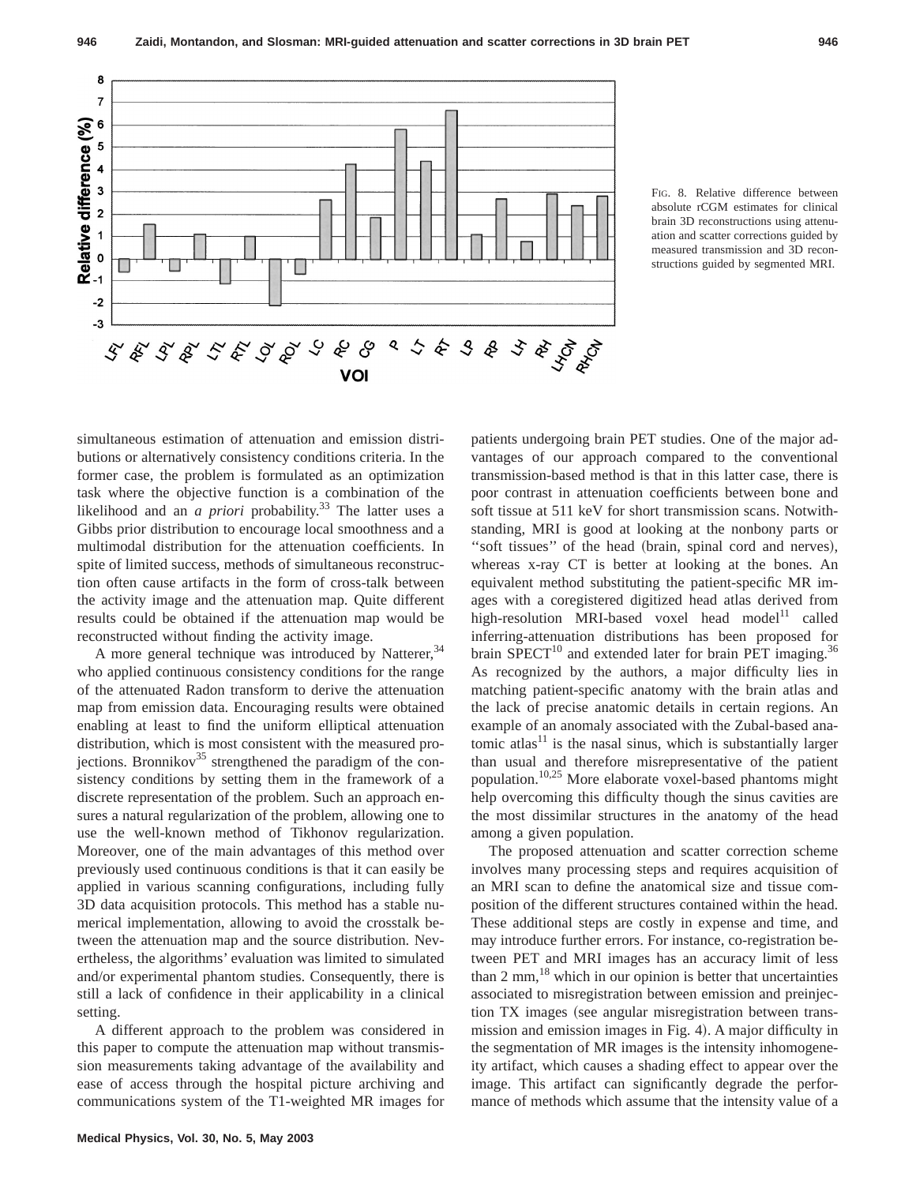8
7
6
5
4
3
2
1
0
-1
-2
-3

Relative difference (%)

LFL RFL LPL RPL LTL RTL LOL ROL LC RC CG P LT RT LP RP LH RH LHCN RHCN

VOI

FIG. 8. Relative difference between absolute rCGM estimates for clinical brain 3D reconstructions using attenuation and scatter corrections guided by measured transmission and 3D reconstructions guided by segmented MRI.

simultaneous estimation of attenuation and emission distributions or alternatively consistency conditions criteria. In the former case, the problem is formulated as an optimization task where the objective function is a combination of the likelihood and an *a priori* probability.[33] The latter uses a Gibbs prior distribution to encourage local smoothness and a multimodal distribution for the attenuation coefficients. In spite of limited success, methods of simultaneous reconstruction often cause artifacts in the form of cross-talk between the activity image and the attenuation map. Quite different results could be obtained if the attenuation map would be reconstructed without finding the activity image.

A more general technique was introduced by Natterer,[34] who applied continuous consistency conditions for the range of the attenuated Radon transform to derive the attenuation map from emission data. Encouraging results were obtained enabling at least to find the uniform elliptical attenuation distribution, which is most consistent with the measured projections. Bronnikov[35] strengthened the paradigm of the consistency conditions by setting them in the framework of a discrete representation of the problem. Such an approach ensures a natural regularization of the problem, allowing one to use the well-known method of Tikhonov regularization. Moreover, one of the main advantages of this method over previously used continuous conditions is that it can easily be applied in various scanning configurations, including fully 3D data acquisition protocols. This method has a stable numerical implementation, allowing to avoid the crosstalk between the attenuation map and the source distribution. Nevertheless, the algorithms' evaluation was limited to simulated and/or experimental phantom studies. Consequently, there is still a lack of confidence in their applicability in a clinical setting.

A different approach to the problem was considered in this paper to compute the attenuation map without transmission measurements taking advantage of the availability and ease of access through the hospital picture archiving and communications system of the T1-weighted MR images for patients undergoing brain PET studies. One of the major advantages of our approach compared to the conventional transmission-based method is that in this latter case, there is poor contrast in attenuation coefficients between bone and soft tissue at 511 keV for short transmission scans. Notwithstanding, MRI is good at looking at the nonbony parts or "soft tissues" of the head (brain, spinal cord and nerves), whereas x-ray CT is better at looking at the bones. An equivalent method substituting the patient-specific MR images with a coregistered digitized head atlas derived from high-resolution MRI-based voxel head model[11] called inferring-attenuation distributions has been proposed for brain SPECT[10] and extended later for brain PET imaging.[36] As recognized by the authors, a major difficulty lies in matching patient-specific anatomy with the brain atlas and the lack of precise anatomic details in certain regions. An example of an anomaly associated with the Zubal-based anatomic atlas[11] is the nasal sinus, which is substantially larger than usual and therefore misrepresentative of the patient population.[10,25] More elaborate voxel-based phantoms might help overcoming this difficulty though the sinus cavities are the most dissimilar structures in the anatomy of the head among a given population.

The proposed attenuation and scatter correction scheme involves many processing steps and requires acquisition of an MRI scan to define the anatomical size and tissue composition of the different structures contained within the head. These additional steps are costly in expense and time, and may introduce further errors. For instance, co-registration between PET and MRI images has an accuracy limit of less than 2 mm,[18] which in our opinion is better that uncertainties associated to misregistration between emission and preinjection TX images (see angular misregistration between transmission and emission images in Fig. 4). A major difficulty in the segmentation of MR images is the intensity inhomogeneity artifact, which causes a shading effect to appear over the image. This artifact can significantly degrade the performance of methods which assume that the intensity value of a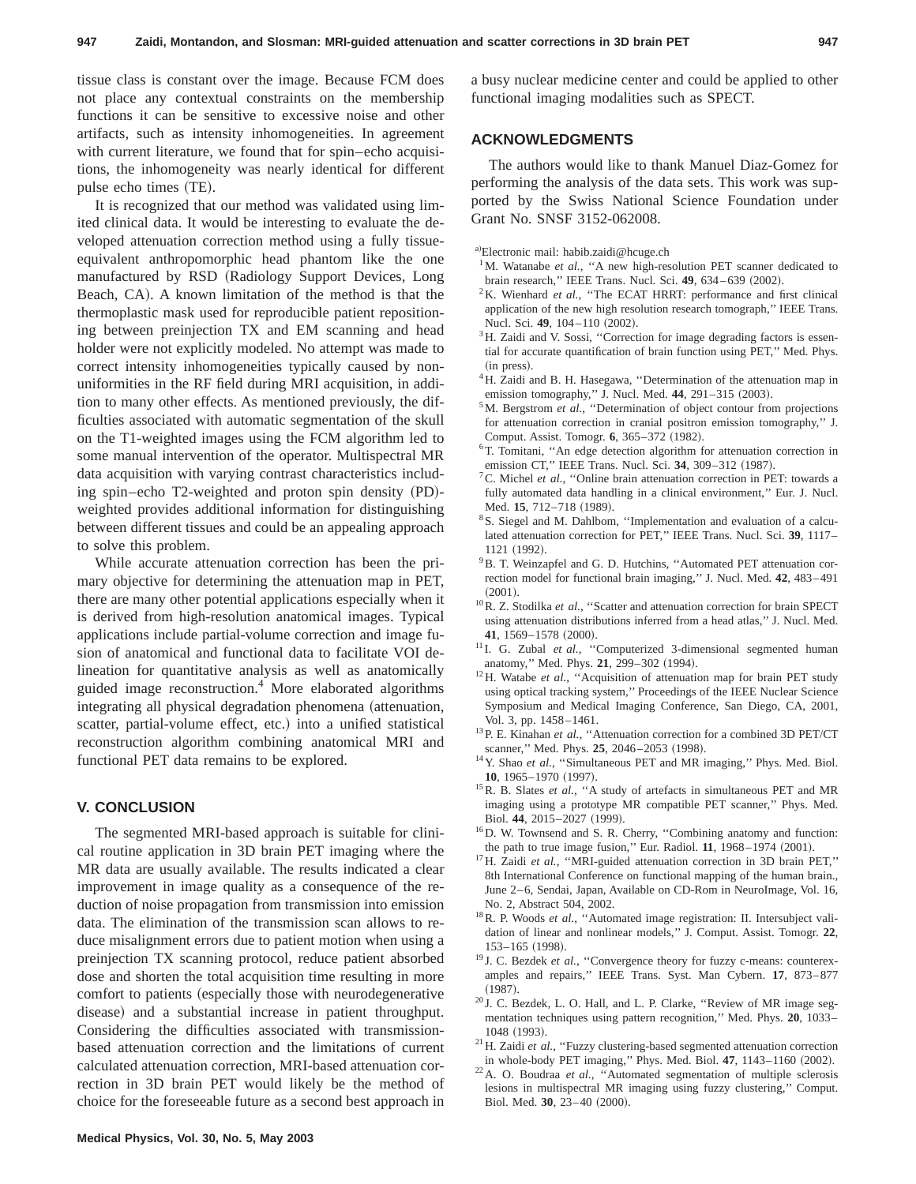tissue class is constant over the image. Because FCM does not place any contextual constraints on the membership functions it can be sensitive to excessive noise and other artifacts, such as intensity inhomogeneities. In agreement with current literature, we found that for spin–echo acquisitions, the inhomogeneity was nearly identical for different pulse echo times (TE).

It is recognized that our method was validated using limited clinical data. It would be interesting to evaluate the developed attenuation correction method using a fully tissue-equivalent anthropomorphic head phantom like the one manufactured by RSD (Radiology Support Devices, Long Beach, CA). A known limitation of the method is that the thermoplastic mask used for reproducible patient repositioning between preinjection TX and EM scanning and head holder were not explicitly modeled. No attempt was made to correct intensity inhomogeneities typically caused by nonuniformities in the RF field during MRI acquisition, in addition to many other effects. As mentioned previously, the difficulties associated with automatic segmentation of the skull on the T1-weighted images using the FCM algorithm led to some manual intervention of the operator. Multispectral MR data acquisition with varying contrast characteristics including spin–echo T2-weighted and proton spin density (PD)-weighted provides additional information for distinguishing between different tissues and could be an appealing approach to solve this problem.

While accurate attenuation correction has been the primary objective for determining the attenuation map in PET, there are many other potential applications especially when it is derived from high-resolution anatomical images. Typical applications include partial-volume correction and image fusion of anatomical and functional data to facilitate VOI delineation for quantitative analysis as well as anatomically guided image reconstruction.[4] More elaborated algorithms integrating all physical degradation phenomena (attenuation, scatter, partial-volume effect, etc.) into a unified statistical reconstruction algorithm combining anatomical MRI and functional PET data remains to be explored.

## V. CONCLUSION

The segmented MRI-based approach is suitable for clinical routine application in 3D brain PET imaging where the MR data are usually available. The results indicated a clear improvement in image quality as a consequence of the reduction of noise propagation from transmission into emission data. The elimination of the transmission scan allows to reduce misalignment errors due to patient motion when using a preinjection TX scanning protocol, reduce patient absorbed dose and shorten the total acquisition time resulting in more comfort to patients (especially those with neurodegenerative disease) and a substantial increase in patient throughput. Considering the difficulties associated with transmission-based attenuation correction and the limitations of current calculated attenuation correction, MRI-based attenuation correction in 3D brain PET would likely be the method of choice for the foreseeable future as a second best approach in a busy nuclear medicine center and could be applied to other functional imaging modalities such as SPECT.

## ACKNOWLEDGMENTS

The authors would like to thank Manuel Diaz-Gomez for performing the analysis of the data sets. This work was supported by the Swiss National Science Foundation under Grant No. SNSF 3152-062008.

[a]Electronic mail: habib.zaidi@hcuge.ch

[1] M. Watanabe *et al.*, "A new high-resolution PET scanner dedicated to brain research," IEEE Trans. Nucl. Sci. **49**, 634–639 (2002).

[2] K. Wienhard *et al.*, "The ECAT HRRT: performance and first clinical application of the new high resolution research tomograph," IEEE Trans. Nucl. Sci. **49**, 104–110 (2002).

[3] H. Zaidi and V. Sossi, "Correction for image degrading factors is essential for accurate quantification of brain function using PET," Med. Phys. (in press).

[4] H. Zaidi and B. H. Hasegawa, "Determination of the attenuation map in emission tomography," J. Nucl. Med. **44**, 291–315 (2003).

[5] M. Bergstrom *et al.*, "Determination of object contour from projections for attenuation correction in cranial positron emission tomography," J. Comput. Assist. Tomogr. **6**, 365–372 (1982).

[6] T. Tomitani, "An edge detection algorithm for attenuation correction in emission CT," IEEE Trans. Nucl. Sci. **34**, 309–312 (1987).

[7] C. Michel *et al.*, "Online brain attenuation correction in PET: towards a fully automated data handling in a clinical environment," Eur. J. Nucl. Med. **15**, 712–718 (1989).

[8] S. Siegel and M. Dahlbom, "Implementation and evaluation of a calculated attenuation correction for PET," IEEE Trans. Nucl. Sci. **39**, 1117–1121 (1992).

[9] B. T. Weinzapfel and G. D. Hutchins, "Automated PET attenuation correction model for functional brain imaging," J. Nucl. Med. **42**, 483–491 (2001).

[10] R. Z. Stodilka *et al.*, "Scatter and attenuation correction for brain SPECT using attenuation distributions inferred from a head atlas," J. Nucl. Med. **41**, 1569–1578 (2000).

[11] I. G. Zubal *et al.*, "Computerized 3-dimensional segmented human anatomy," Med. Phys. **21**, 299–302 (1994).

[12] H. Watabe *et al.*, "Acquisition of attenuation map for brain PET study using optical tracking system," Proceedings of the IEEE Nuclear Science Symposium and Medical Imaging Conference, San Diego, CA, 2001, Vol. 3, pp. 1458–1461.

[13] P. E. Kinahan *et al.*, "Attenuation correction for a combined 3D PET/CT scanner," Med. Phys. **25**, 2046–2053 (1998).

[14] Y. Shao *et al.*, "Simultaneous PET and MR imaging," Phys. Med. Biol. **10**, 1965–1970 (1997).

[15] R. B. Slates *et al.*, "A study of artefacts in simultaneous PET and MR imaging using a prototype MR compatible PET scanner," Phys. Med. Biol. **44**, 2015–2027 (1999).

[16] D. W. Townsend and S. R. Cherry, "Combining anatomy and function: the path to true image fusion," Eur. Radiol. **11**, 1968–1974 (2001).

[17] H. Zaidi *et al.*, "MRI-guided attenuation correction in 3D brain PET," 8th International Conference on functional mapping of the human brain., June 2–6, Sendai, Japan, Available on CD-Rom in NeuroImage, Vol. 16, No. 2, Abstract 504, 2002.

[18] R. P. Woods *et al.*, "Automated image registration: II. Intersubject validation of linear and nonlinear models," J. Comput. Assist. Tomogr. **22**, 153–165 (1998).

[19] J. C. Bezdek *et al.*, "Convergence theory for fuzzy c-means: counterexamples and repairs," IEEE Trans. Syst. Man Cybern. **17**, 873–877 (1987).

[20] J. C. Bezdek, L. O. Hall, and L. P. Clarke, "Review of MR image segmentation techniques using pattern recognition," Med. Phys. **20**, 1033–1048 (1993).

[21] H. Zaidi *et al.*, "Fuzzy clustering-based segmented attenuation correction in whole-body PET imaging," Phys. Med. Biol. **47**, 1143–1160 (2002).

[22] A. O. Boudraa *et al.*, "Automated segmentation of multiple sclerosis lesions in multispectral MR imaging using fuzzy clustering," Comput. Biol. Med. **30**, 23–40 (2000).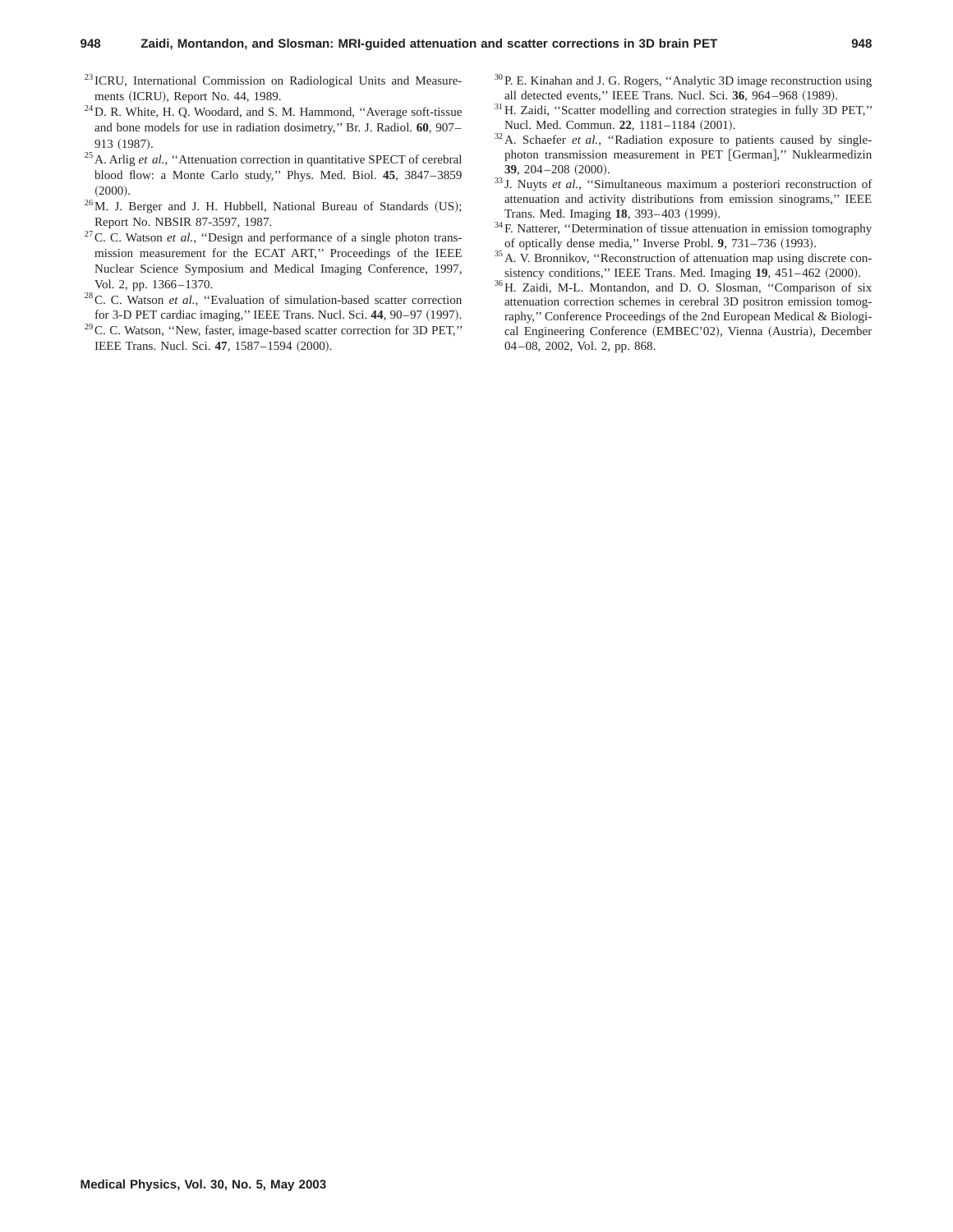[23] ICRU, International Commission on Radiological Units and Measurements (ICRU), Report No. 44, 1989.

[24] D. R. White, H. Q. Woodard, and S. M. Hammond, ''Average soft-tissue and bone models for use in radiation dosimetry,'' Br. J. Radiol. **60**, 907–913 (1987).

[25] A. Arlig *et al.*, ''Attenuation correction in quantitative SPECT of cerebral blood flow: a Monte Carlo study,'' Phys. Med. Biol. **45**, 3847–3859 (2000).

[26] M. J. Berger and J. H. Hubbell, National Bureau of Standards (US); Report No. NBSIR 87-3597, 1987.

[27] C. C. Watson *et al.*, ''Design and performance of a single photon transmission measurement for the ECAT ART,'' Proceedings of the IEEE Nuclear Science Symposium and Medical Imaging Conference, 1997, Vol. 2, pp. 1366–1370.

[28] C. C. Watson *et al.*, ''Evaluation of simulation-based scatter correction for 3-D PET cardiac imaging,'' IEEE Trans. Nucl. Sci. **44**, 90–97 (1997).

[29] C. C. Watson, ''New, faster, image-based scatter correction for 3D PET,'' IEEE Trans. Nucl. Sci. **47**, 1587–1594 (2000).

[30] P. E. Kinahan and J. G. Rogers, ''Analytic 3D image reconstruction using all detected events,'' IEEE Trans. Nucl. Sci. **36**, 964–968 (1989).

[31] H. Zaidi, ''Scatter modelling and correction strategies in fully 3D PET,'' Nucl. Med. Commun. **22**, 1181–1184 (2001).

[32] A. Schaefer *et al.*, ''Radiation exposure to patients caused by single-photon transmission measurement in PET [German],'' Nuklearmedizin **39**, 204–208 (2000).

[33] J. Nuyts *et al.*, ''Simultaneous maximum a posteriori reconstruction of attenuation and activity distributions from emission sinograms,'' IEEE Trans. Med. Imaging **18**, 393–403 (1999).

[34] F. Natterer, ''Determination of tissue attenuation in emission tomography of optically dense media,'' Inverse Probl. **9**, 731–736 (1993).

[35] A. V. Bronnikov, ''Reconstruction of attenuation map using discrete consistency conditions,'' IEEE Trans. Med. Imaging **19**, 451–462 (2000).

[36] H. Zaidi, M-L. Montandon, and D. O. Slosman, ''Comparison of six attenuation correction schemes in cerebral 3D positron emission tomography,'' Conference Proceedings of the 2nd European Medical & Biological Engineering Conference (EMBEC'02), Vienna (Austria), December 04–08, 2002, Vol. 2, pp. 868.